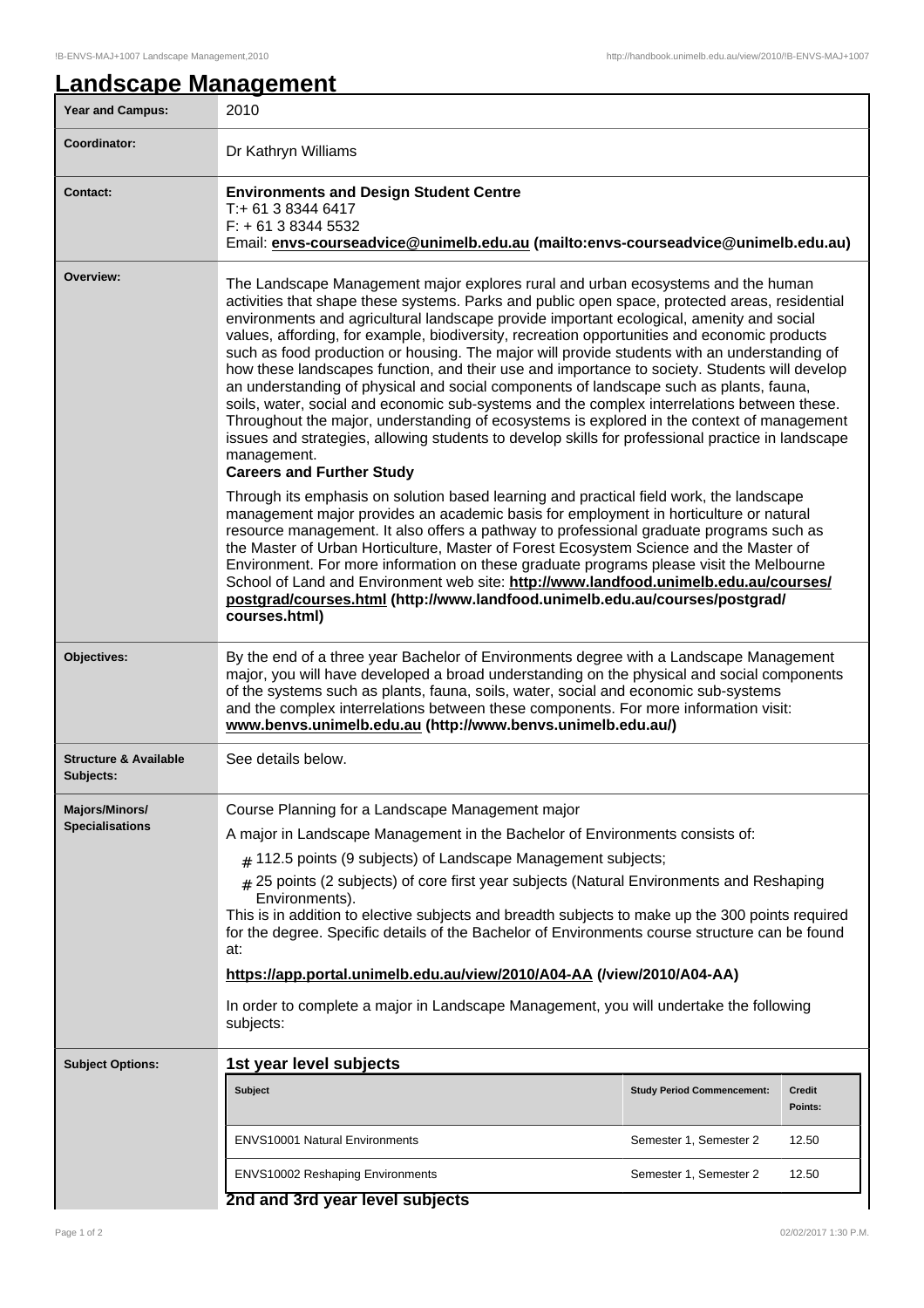# Landscape Management

| | |
|---|---|
| **Year and Campus:** | 2010 |
| **Coordinator:** | Dr Kathryn Williams |
| **Contact:** | **Environments and Design Student Centre**<br>T:+ 61 3 8344 6417<br>F: + 61 3 8344 5532<br>Email: **envs-courseadvice@unimelb.edu.au (mailto:envs-courseadvice@unimelb.edu.au)** |
| **Overview:** | The Landscape Management major explores rural and urban ecosystems and the human activities that shape these systems. Parks and public open space, protected areas, residential environments and agricultural landscape provide important ecological, amenity and social values, affording, for example, biodiversity, recreation opportunities and economic products such as food production or housing. The major will provide students with an understanding of how these landscapes function, and their use and importance to society. Students will develop an understanding of physical and social components of landscape such as plants, fauna, soils, water, social and economic sub-systems and the complex interrelations between these. Throughout the major, understanding of ecosystems is explored in the context of management issues and strategies, allowing students to develop skills for professional practice in landscape management.<br>**Careers and Further Study**<br>Through its emphasis on solution based learning and practical field work, the landscape management major provides an academic basis for employment in horticulture or natural resource management. It also offers a pathway to professional graduate programs such as the Master of Urban Horticulture, Master of Forest Ecosystem Science and the Master of Environment. For more information on these graduate programs please visit the Melbourne School of Land and Environment web site: **http://www.landfood.unimelb.edu.au/courses/postgrad/courses.html (http://www.landfood.unimelb.edu.au/courses/postgrad/courses.html)** |
| **Objectives:** | By the end of a three year Bachelor of Environments degree with a Landscape Management major, you will have developed a broad understanding on the physical and social components of the systems such as plants, fauna, soils, water, social and economic sub-systems and the complex interrelations between these components. For more information visit: **www.benvs.unimelb.edu.au (http://www.benvs.unimelb.edu.au/)** |
| **Structure & Available Subjects:** | See details below. |
| **Majors/Minors/ Specialisations** | Course Planning for a Landscape Management major<br>A major in Landscape Management in the Bachelor of Environments consists of:<br># 112.5 points (9 subjects) of Landscape Management subjects;<br># 25 points (2 subjects) of core first year subjects (Natural Environments and Reshaping Environments).<br>This is in addition to elective subjects and breadth subjects to make up the 300 points required for the degree. Specific details of the Bachelor of Environments course structure can be found at:<br>**https://app.portal.unimelb.edu.au/view/2010/A04-AA (/view/2010/A04-AA)**<br>In order to complete a major in Landscape Management, you will undertake the following subjects: |

**Subject Options:**

## 1st year level subjects

| Subject | Study Period Commencement: | Credit Points: |
|---|---|---|
| ENVS10001 Natural Environments | Semester 1, Semester 2 | 12.50 |
| ENVS10002 Reshaping Environments | Semester 1, Semester 2 | 12.50 |

## 2nd and 3rd year level subjects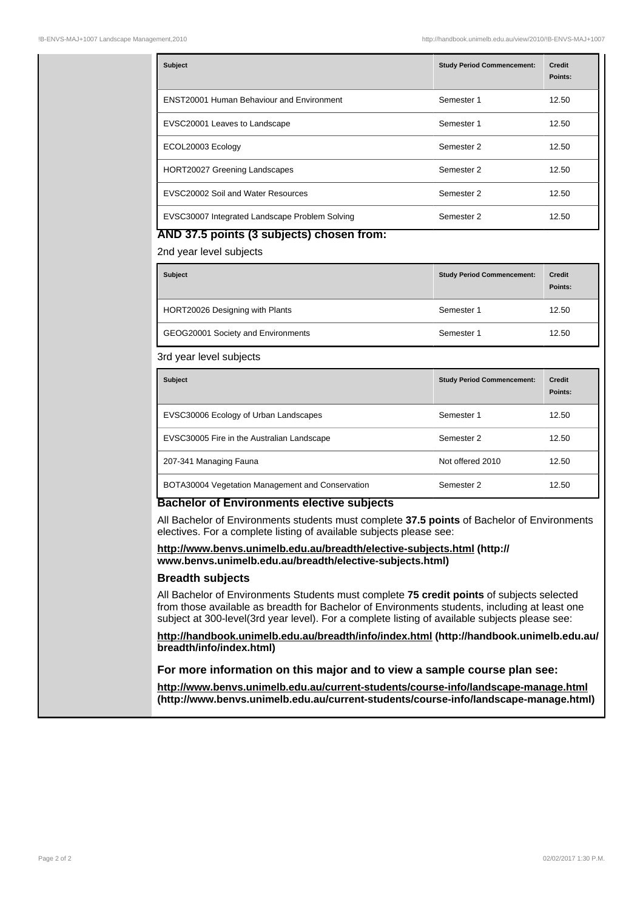| Subject | Study Period Commencement: | Credit Points: |
|---|---|---|
| ENST20001 Human Behaviour and Environment | Semester 1 | 12.50 |
| EVSC20001 Leaves to Landscape | Semester 1 | 12.50 |
| ECOL20003 Ecology | Semester 2 | 12.50 |
| HORT20027 Greening Landscapes | Semester 2 | 12.50 |
| EVSC20002 Soil and Water Resources | Semester 2 | 12.50 |
| EVSC30007 Integrated Landscape Problem Solving | Semester 2 | 12.50 |

### AND 37.5 points (3 subjects) chosen from:

2nd year level subjects

| Subject | Study Period Commencement: | Credit Points: |
|---|---|---|
| HORT20026 Designing with Plants | Semester 1 | 12.50 |
| GEOG20001 Society and Environments | Semester 1 | 12.50 |

3rd year level subjects

| Subject | Study Period Commencement: | Credit Points: |
|---|---|---|
| EVSC30006 Ecology of Urban Landscapes | Semester 1 | 12.50 |
| EVSC30005 Fire in the Australian Landscape | Semester 2 | 12.50 |
| 207-341 Managing Fauna | Not offered 2010 | 12.50 |
| BOTA30004 Vegetation Management and Conservation | Semester 2 | 12.50 |

### Bachelor of Environments elective subjects

All Bachelor of Environments students must complete **37.5 points** of Bachelor of Environments electives. For a complete listing of available subjects please see:

**http://www.benvs.unimelb.edu.au/breadth/elective-subjects.html (http://www.benvs.unimelb.edu.au/breadth/elective-subjects.html)**

### Breadth subjects

All Bachelor of Environments Students must complete **75 credit points** of subjects selected from those available as breadth for Bachelor of Environments students, including at least one subject at 300-level(3rd year level). For a complete listing of available subjects please see:

**http://handbook.unimelb.edu.au/breadth/info/index.html (http://handbook.unimelb.edu.au/breadth/info/index.html)**

### For more information on this major and to view a sample course plan see:

**http://www.benvs.unimelb.edu.au/current-students/course-info/landscape-manage.html (http://www.benvs.unimelb.edu.au/current-students/course-info/landscape-manage.html)**